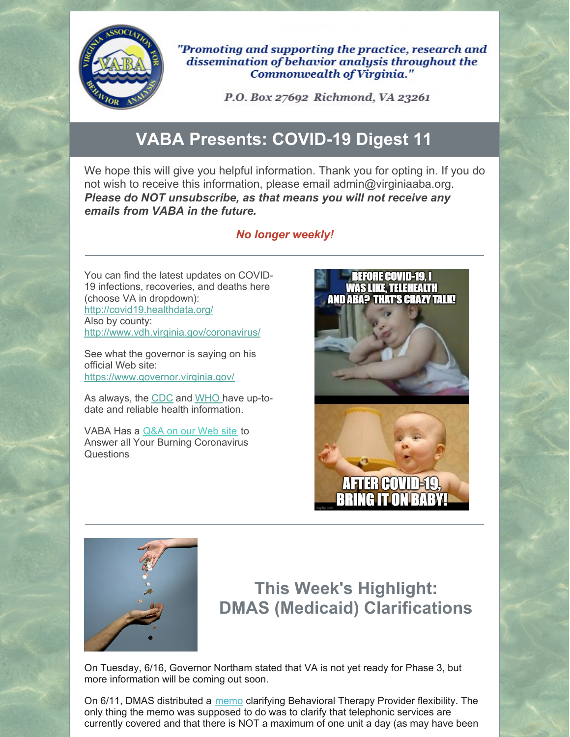"Promoting and supporting the practice, research and dissemination of behavior analysis throughout the Commonwealth of Virginia."

P.O. Box 27692 Richmond, VA 23261

# VABA Presents: COVID-19 Digest 11

We hope this will give you helpful information. Thank you for opting in. If you do not wish to receive this information, please email admin@virginiaaba.org. ***Please do NOT unsubscribe, as that means you will not receive any emails from VABA in the future.***

***No longer weekly!***

---

You can find the latest updates on COVID-19 infections, recoveries, and deaths here (choose VA in dropdown): http://covid19.healthdata.org/
Also by county: http://www.vdh.virginia.gov/coronavirus/

See what the governor is saying on his official Web site: https://www.governor.virginia.gov/

As always, the CDC and WHO have up-to-date and reliable health information.

VABA Has a Q&A on our Web site to Answer all Your Burning Coronavirus Questions

---

## This Week's Highlight: DMAS (Medicaid) Clarifications

On Tuesday, 6/16, Governor Northam stated that VA is not yet ready for Phase 3, but more information will be coming out soon.

On 6/11, DMAS distributed a memo clarifying Behavioral Therapy Provider flexibility. The only thing the memo was supposed to do was to clarify that telephonic services are currently covered and that there is NOT a maximum of one unit a day (as may have been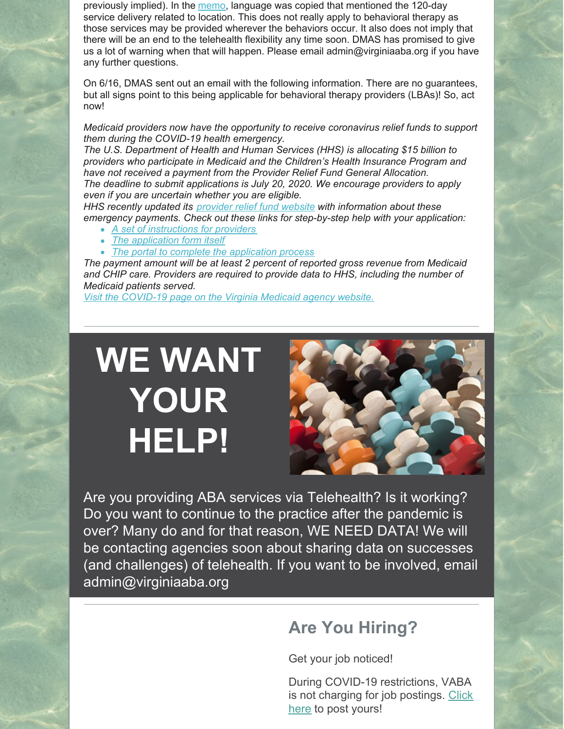previously implied). In the memo, language was copied that mentioned the 120-day service delivery related to location. This does not really apply to behavioral therapy as those services may be provided wherever the behaviors occur. It also does not imply that there will be an end to the telehealth flexibility any time soon. DMAS has promised to give us a lot of warning when that will happen. Please email admin@virginiaaba.org if you have any further questions.

On 6/16, DMAS sent out an email with the following information. There are no guarantees, but all signs point to this being applicable for behavioral therapy providers (LBAs)! So, act now!

*Medicaid providers now have the opportunity to receive coronavirus relief funds to support them during the COVID-19 health emergency.*
*The U.S. Department of Health and Human Services (HHS) is allocating $15 billion to providers who participate in Medicaid and the Children's Health Insurance Program and have not received a payment from the Provider Relief Fund General Allocation.*
*The deadline to submit applications is July 20, 2020. We encourage providers to apply even if you are uncertain whether you are eligible.*
*HHS recently updated its provider relief fund website with information about these emergency payments. Check out these links for step-by-step help with your application:*

- *A set of instructions for providers*
- *The application form itself*
- *The portal to complete the application process*

*The payment amount will be at least 2 percent of reported gross revenue from Medicaid and CHIP care. Providers are required to provide data to HHS, including the number of Medicaid patients served.*
*Visit the COVID-19 page on the Virginia Medicaid agency website.*

---

# WE WANT YOUR HELP!

Are you providing ABA services via Telehealth? Is it working? Do you want to continue to the practice after the pandemic is over? Many do and for that reason, WE NEED DATA! We will be contacting agencies soon about sharing data on successes (and challenges) of telehealth. If you want to be involved, email admin@virginiaaba.org

---

## Are You Hiring?

Get your job noticed!

During COVID-19 restrictions, VABA is not charging for job postings. Click here to post yours!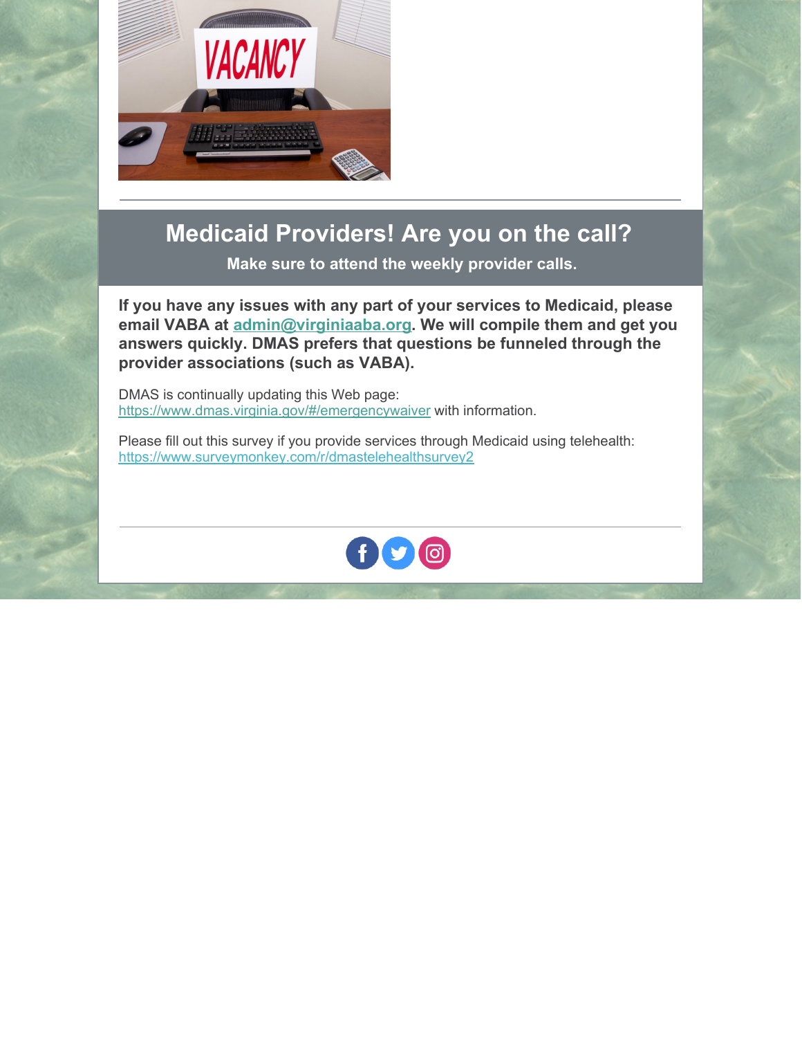## Medicaid Providers! Are you on the call?

**Make sure to attend the weekly provider calls.**

**If you have any issues with any part of your services to Medicaid, please email VABA at admin@virginiaaba.org. We will compile them and get you answers quickly. DMAS prefers that questions be funneled through the provider associations (such as VABA).**

DMAS is continually updating this Web page: https://www.dmas.virginia.gov/#/emergencywaiver with information.

Please fill out this survey if you provide services through Medicaid using telehealth: https://www.surveymonkey.com/r/dmastelehealthsurvey2